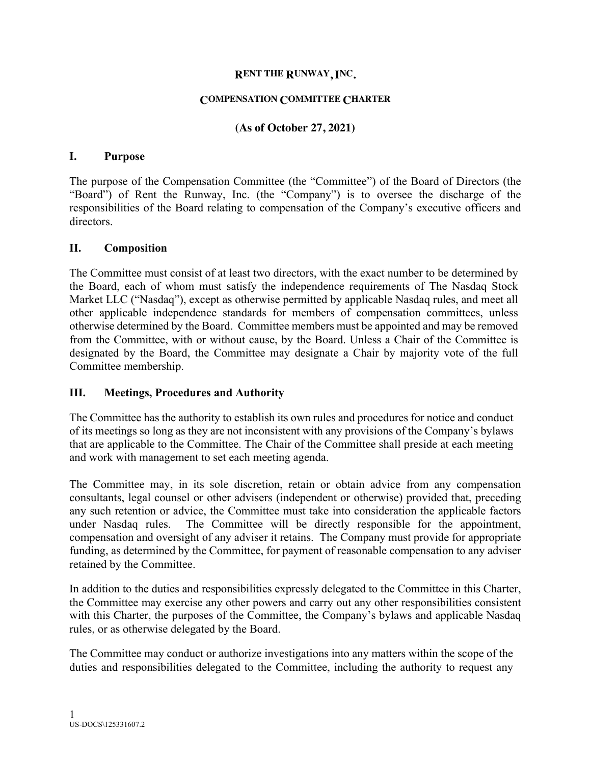# RENT THE RUNWAY, INC.

## COMPENSATION COMMITTEE CHARTER

**(As of October 27, 2021)**

## I. Purpose

The purpose of the Compensation Committee (the "Committee") of the Board of Directors (the "Board") of Rent the Runway, Inc. (the "Company") is to oversee the discharge of the responsibilities of the Board relating to compensation of the Company's executive officers and directors.

## II. Composition

The Committee must consist of at least two directors, with the exact number to be determined by the Board, each of whom must satisfy the independence requirements of The Nasdaq Stock Market LLC ("Nasdaq"), except as otherwise permitted by applicable Nasdaq rules, and meet all other applicable independence standards for members of compensation committees, unless otherwise determined by the Board. Committee members must be appointed and may be removed from the Committee, with or without cause, by the Board. Unless a Chair of the Committee is designated by the Board, the Committee may designate a Chair by majority vote of the full Committee membership.

## III. Meetings, Procedures and Authority

The Committee has the authority to establish its own rules and procedures for notice and conduct of its meetings so long as they are not inconsistent with any provisions of the Company's bylaws that are applicable to the Committee. The Chair of the Committee shall preside at each meeting and work with management to set each meeting agenda.

The Committee may, in its sole discretion, retain or obtain advice from any compensation consultants, legal counsel or other advisers (independent or otherwise) provided that, preceding any such retention or advice, the Committee must take into consideration the applicable factors under Nasdaq rules. The Committee will be directly responsible for the appointment, compensation and oversight of any adviser it retains. The Company must provide for appropriate funding, as determined by the Committee, for payment of reasonable compensation to any adviser retained by the Committee.

In addition to the duties and responsibilities expressly delegated to the Committee in this Charter, the Committee may exercise any other powers and carry out any other responsibilities consistent with this Charter, the purposes of the Committee, the Company's bylaws and applicable Nasdaq rules, or as otherwise delegated by the Board.

The Committee may conduct or authorize investigations into any matters within the scope of the duties and responsibilities delegated to the Committee, including the authority to request any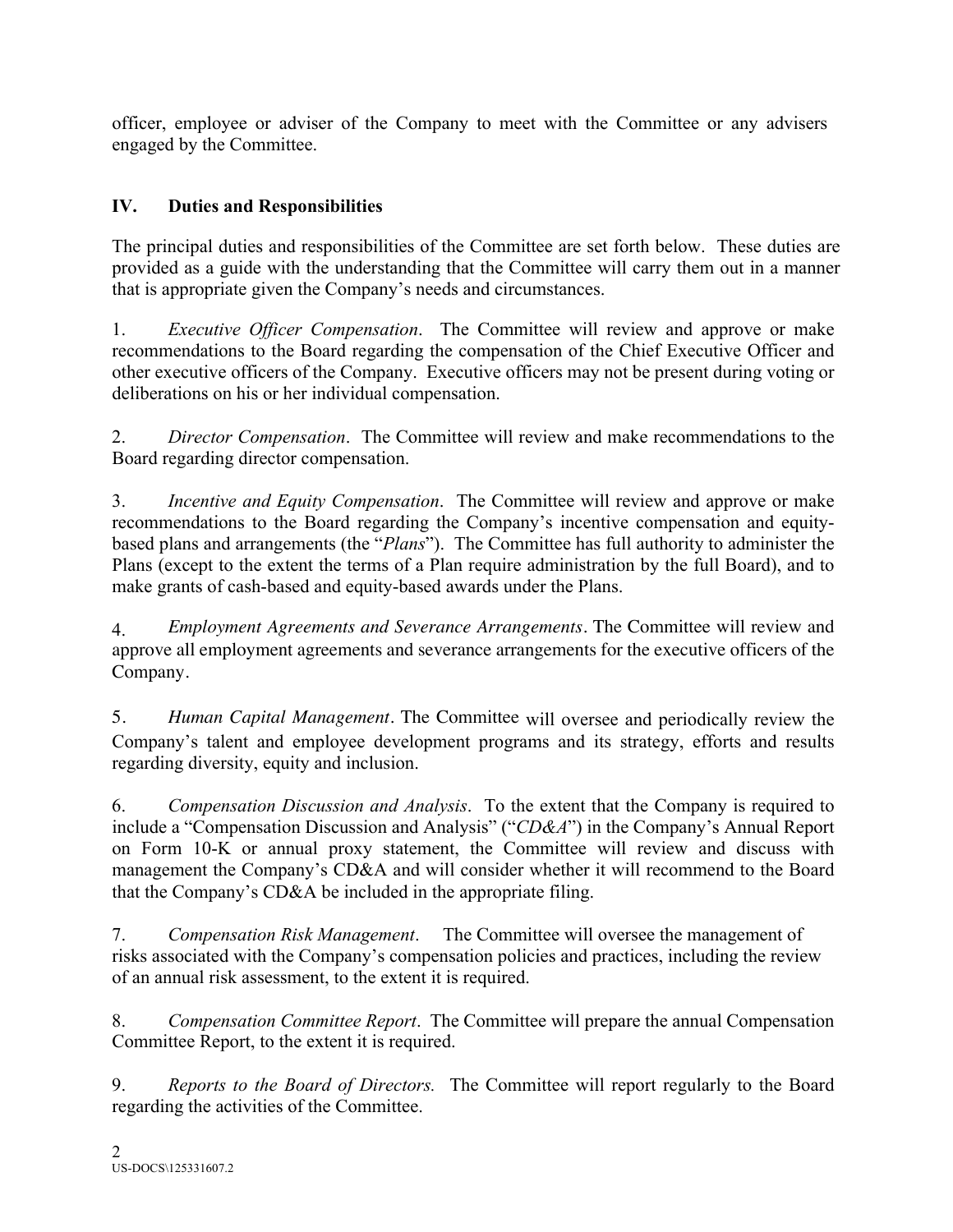officer, employee or adviser of the Company to meet with the Committee or any advisers engaged by the Committee.

## IV. Duties and Responsibilities

The principal duties and responsibilities of the Committee are set forth below. These duties are provided as a guide with the understanding that the Committee will carry them out in a manner that is appropriate given the Company's needs and circumstances.

1. *Executive Officer Compensation*. The Committee will review and approve or make recommendations to the Board regarding the compensation of the Chief Executive Officer and other executive officers of the Company. Executive officers may not be present during voting or deliberations on his or her individual compensation.

2. *Director Compensation*. The Committee will review and make recommendations to the Board regarding director compensation.

3. *Incentive and Equity Compensation*. The Committee will review and approve or make recommendations to the Board regarding the Company's incentive compensation and equity-based plans and arrangements (the "*Plans*"). The Committee has full authority to administer the Plans (except to the extent the terms of a Plan require administration by the full Board), and to make grants of cash-based and equity-based awards under the Plans.

4. *Employment Agreements and Severance Arrangements*. The Committee will review and approve all employment agreements and severance arrangements for the executive officers of the Company.

5. *Human Capital Management*. The Committee will oversee and periodically review the Company's talent and employee development programs and its strategy, efforts and results regarding diversity, equity and inclusion.

6. *Compensation Discussion and Analysis*. To the extent that the Company is required to include a "Compensation Discussion and Analysis" ("*CD&A*") in the Company's Annual Report on Form 10-K or annual proxy statement, the Committee will review and discuss with management the Company's CD&A and will consider whether it will recommend to the Board that the Company's CD&A be included in the appropriate filing.

7. *Compensation Risk Management*. The Committee will oversee the management of risks associated with the Company's compensation policies and practices, including the review of an annual risk assessment, to the extent it is required.

8. *Compensation Committee Report*. The Committee will prepare the annual Compensation Committee Report, to the extent it is required.

9. *Reports to the Board of Directors.* The Committee will report regularly to the Board regarding the activities of the Committee.

US-DOCS\125331607.2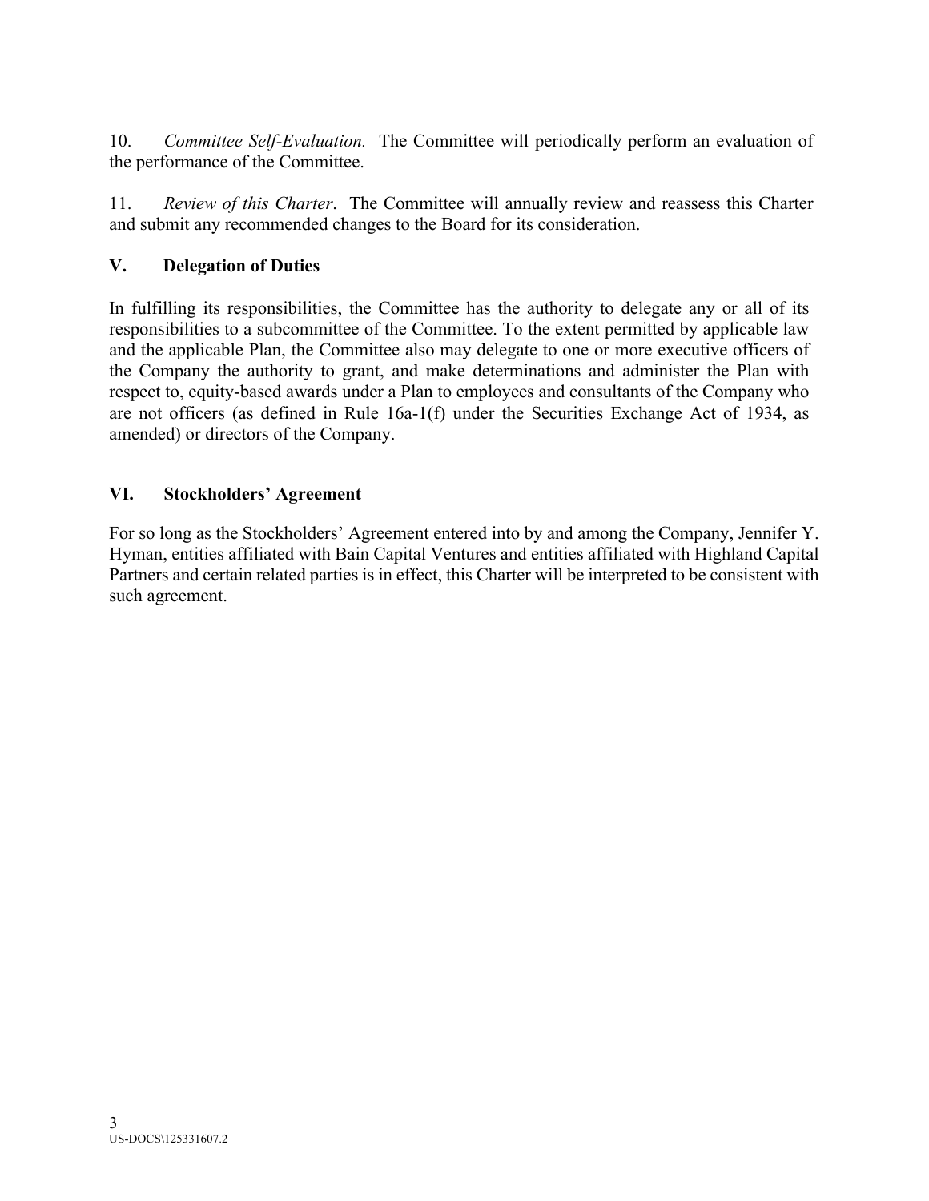10. *Committee Self-Evaluation.* The Committee will periodically perform an evaluation of the performance of the Committee.

11. *Review of this Charter*. The Committee will annually review and reassess this Charter and submit any recommended changes to the Board for its consideration.

## V. Delegation of Duties

In fulfilling its responsibilities, the Committee has the authority to delegate any or all of its responsibilities to a subcommittee of the Committee. To the extent permitted by applicable law and the applicable Plan, the Committee also may delegate to one or more executive officers of the Company the authority to grant, and make determinations and administer the Plan with respect to, equity-based awards under a Plan to employees and consultants of the Company who are not officers (as defined in Rule 16a-1(f) under the Securities Exchange Act of 1934, as amended) or directors of the Company.

## VI. Stockholders' Agreement

For so long as the Stockholders' Agreement entered into by and among the Company, Jennifer Y. Hyman, entities affiliated with Bain Capital Ventures and entities affiliated with Highland Capital Partners and certain related parties is in effect, this Charter will be interpreted to be consistent with such agreement.

US-DOCS\125331607.2